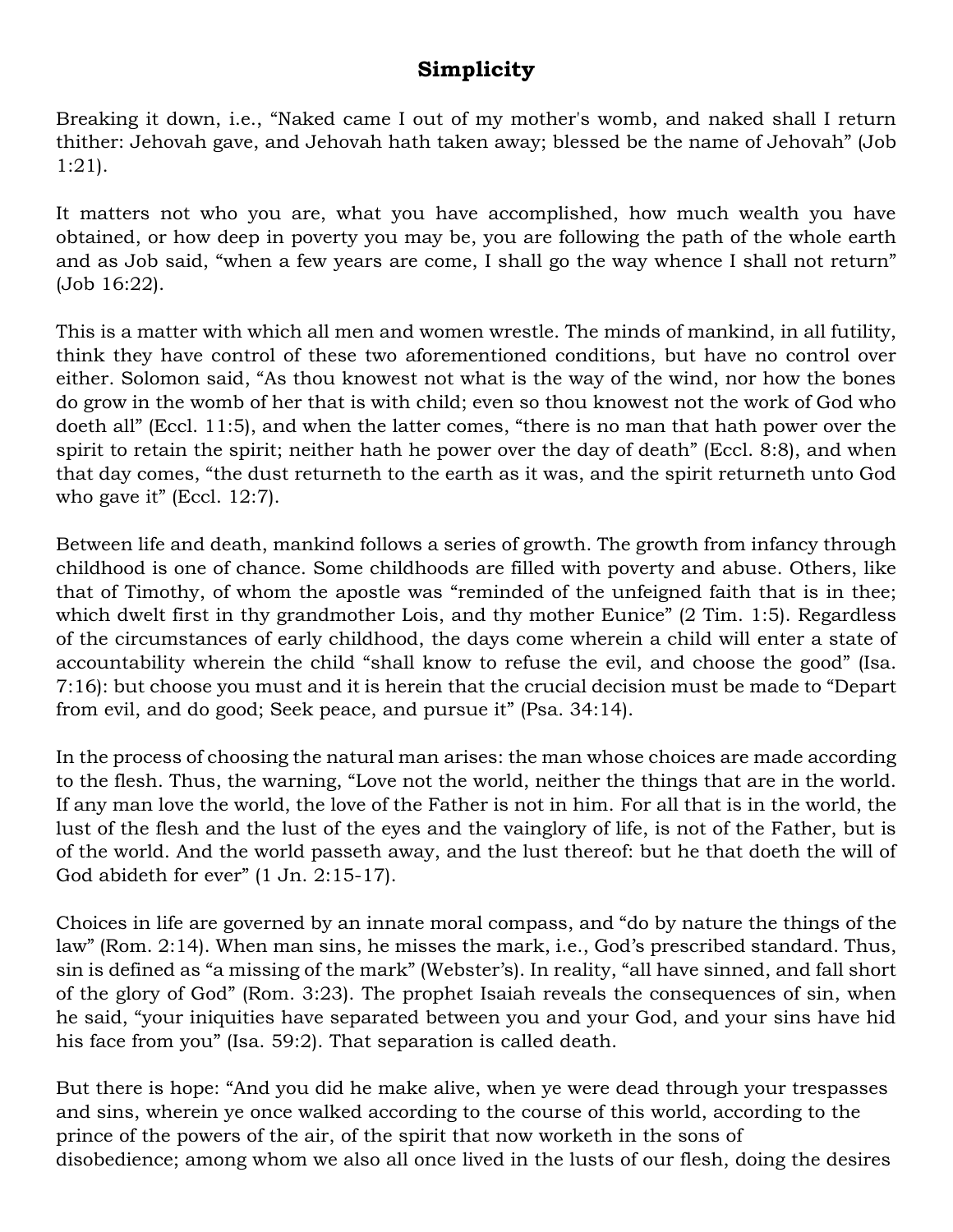# Simplicity

Breaking it down, i.e., "Naked came I out of my mother's womb, and naked shall I return thither: Jehovah gave, and Jehovah hath taken away; blessed be the name of Jehovah" (Job 1:21).

It matters not who you are, what you have accomplished, how much wealth you have obtained, or how deep in poverty you may be, you are following the path of the whole earth and as Job said, "when a few years are come, I shall go the way whence I shall not return" (Job 16:22).

This is a matter with which all men and women wrestle. The minds of mankind, in all futility, think they have control of these two aforementioned conditions, but have no control over either. Solomon said, "As thou knowest not what is the way of the wind, nor how the bones do grow in the womb of her that is with child; even so thou knowest not the work of God who doeth all" (Eccl. 11:5), and when the latter comes, "there is no man that hath power over the spirit to retain the spirit; neither hath he power over the day of death" (Eccl. 8:8), and when that day comes, "the dust returneth to the earth as it was, and the spirit returneth unto God who gave it" (Eccl. 12:7).

Between life and death, mankind follows a series of growth. The growth from infancy through childhood is one of chance. Some childhoods are filled with poverty and abuse. Others, like that of Timothy, of whom the apostle was "reminded of the unfeigned faith that is in thee; which dwelt first in thy grandmother Lois, and thy mother Eunice" (2 Tim. 1:5). Regardless of the circumstances of early childhood, the days come wherein a child will enter a state of accountability wherein the child "shall know to refuse the evil, and choose the good" (Isa. 7:16): but choose you must and it is herein that the crucial decision must be made to "Depart from evil, and do good; Seek peace, and pursue it" (Psa. 34:14).

In the process of choosing the natural man arises: the man whose choices are made according to the flesh. Thus, the warning, "Love not the world, neither the things that are in the world. If any man love the world, the love of the Father is not in him. For all that is in the world, the lust of the flesh and the lust of the eyes and the vainglory of life, is not of the Father, but is of the world. And the world passeth away, and the lust thereof: but he that doeth the will of God abideth for ever" (1 Jn. 2:15-17).

Choices in life are governed by an innate moral compass, and "do by nature the things of the law" (Rom. 2:14). When man sins, he misses the mark, i.e., God's prescribed standard. Thus, sin is defined as "a missing of the mark" (Webster's). In reality, "all have sinned, and fall short of the glory of God" (Rom. 3:23). The prophet Isaiah reveals the consequences of sin, when he said, "your iniquities have separated between you and your God, and your sins have hid his face from you" (Isa. 59:2). That separation is called death.

But there is hope: "And you did he make alive, when ye were dead through your trespasses and sins, wherein ye once walked according to the course of this world, according to the prince of the powers of the air, of the spirit that now worketh in the sons of disobedience; among whom we also all once lived in the lusts of our flesh, doing the desires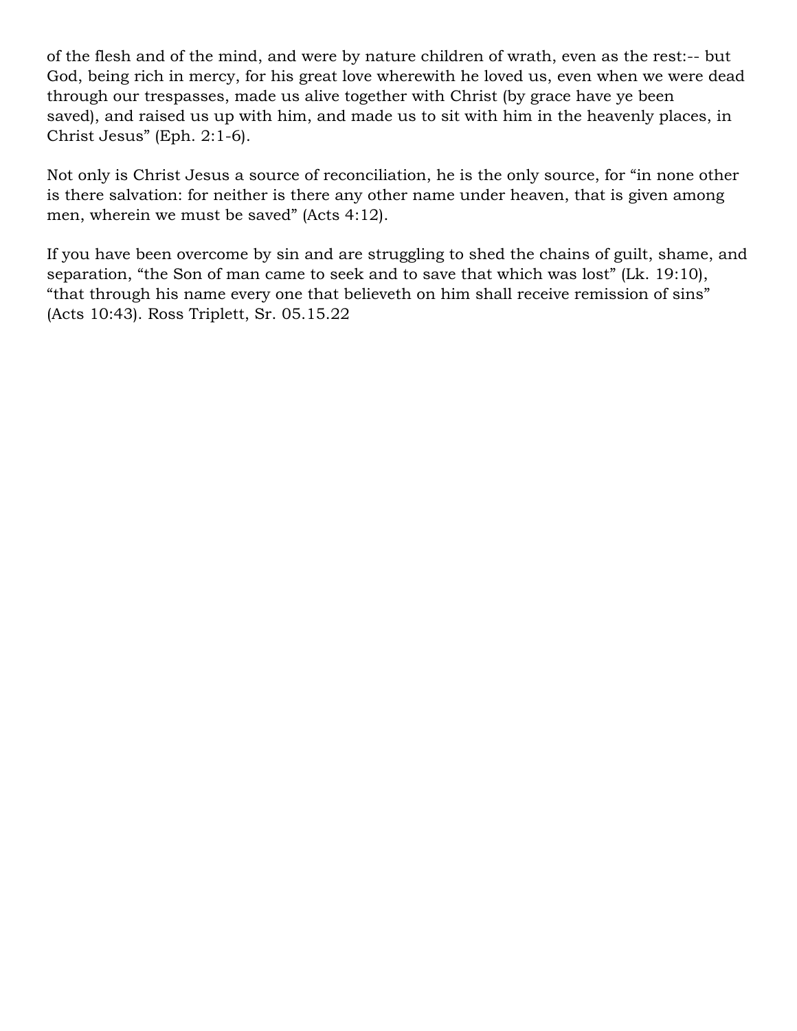of the flesh and of the mind, and were by nature children of wrath, even as the rest:-- but God, being rich in mercy, for his great love wherewith he loved us, even when we were dead through our trespasses, made us alive together with Christ (by grace have ye been saved), and raised us up with him, and made us to sit with him in the heavenly places, in Christ Jesus" (Eph. 2:1-6).

Not only is Christ Jesus a source of reconciliation, he is the only source, for "in none other is there salvation: for neither is there any other name under heaven, that is given among men, wherein we must be saved" (Acts 4:12).

If you have been overcome by sin and are struggling to shed the chains of guilt, shame, and separation, "the Son of man came to seek and to save that which was lost" (Lk. 19:10), "that through his name every one that believeth on him shall receive remission of sins" (Acts 10:43). Ross Triplett, Sr. 05.15.22